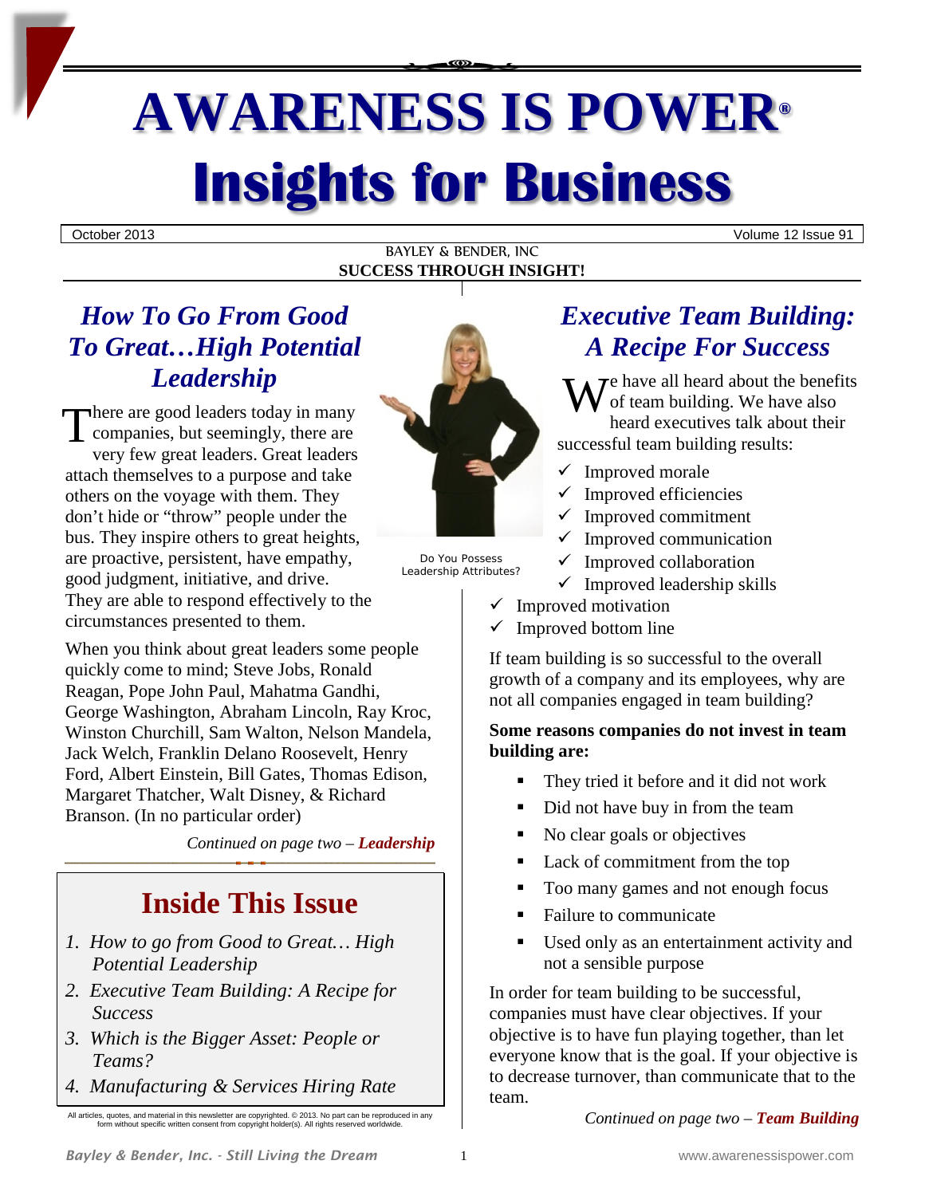# AWARENESS IS POWER®
# Insights for Business

October 2013 | Volume 12 Issue 91

BAYLEY & BENDER, INC
**SUCCESS THROUGH INSIGHT!**

## *How To Go From Good To Great…High Potential Leadership*

There are good leaders today in many companies, but seemingly, there are very few great leaders. Great leaders attach themselves to a purpose and take others on the voyage with them. They don't hide or "throw" people under the bus. They inspire others to great heights, are proactive, persistent, have empathy, good judgment, initiative, and drive. They are able to respond effectively to the circumstances presented to them.

Do You Possess Leadership Attributes?

When you think about great leaders some people quickly come to mind; Steve Jobs, Ronald Reagan, Pope John Paul, Mahatma Gandhi, George Washington, Abraham Lincoln, Ray Kroc, Winston Churchill, Sam Walton, Nelson Mandela, Jack Welch, Franklin Delano Roosevelt, Henry Ford, Albert Einstein, Bill Gates, Thomas Edison, Margaret Thatcher, Walt Disney, & Richard Branson. (In no particular order)

*Continued on page two – **Leadership***

## Inside This Issue

1. *How to go from Good to Great… High Potential Leadership*
2. *Executive Team Building: A Recipe for Success*
3. *Which is the Bigger Asset: People or Teams?*
4. *Manufacturing & Services Hiring Rate*

All articles, quotes, and material in this newsletter are copyright. © 2013. No part can be reproduced in any form without specific written consent from copyright holder(s). All rights reserved worldwide.

## *Executive Team Building: A Recipe For Success*

We have all heard about the benefits of team building. We have also heard executives talk about their successful team building results:

- ✓ Improved morale
- ✓ Improved efficiencies
- ✓ Improved commitment
- ✓ Improved communication
- ✓ Improved collaboration
- ✓ Improved leadership skills
- ✓ Improved motivation
- ✓ Improved bottom line

If team building is so successful to the overall growth of a company and its employees, why are not all companies engaged in team building?

**Some reasons companies do not invest in team building are:**

- They tried it before and it did not work
- Did not have buy in from the team
- No clear goals or objectives
- Lack of commitment from the top
- Too many games and not enough focus
- Failure to communicate
- Used only as an entertainment activity and not a sensible purpose

In order for team building to be successful, companies must have clear objectives. If your objective is to have fun playing together, than let everyone know that is the goal. If your objective is to decrease turnover, than communicate that to the team.

*Continued on page two – **Team Building***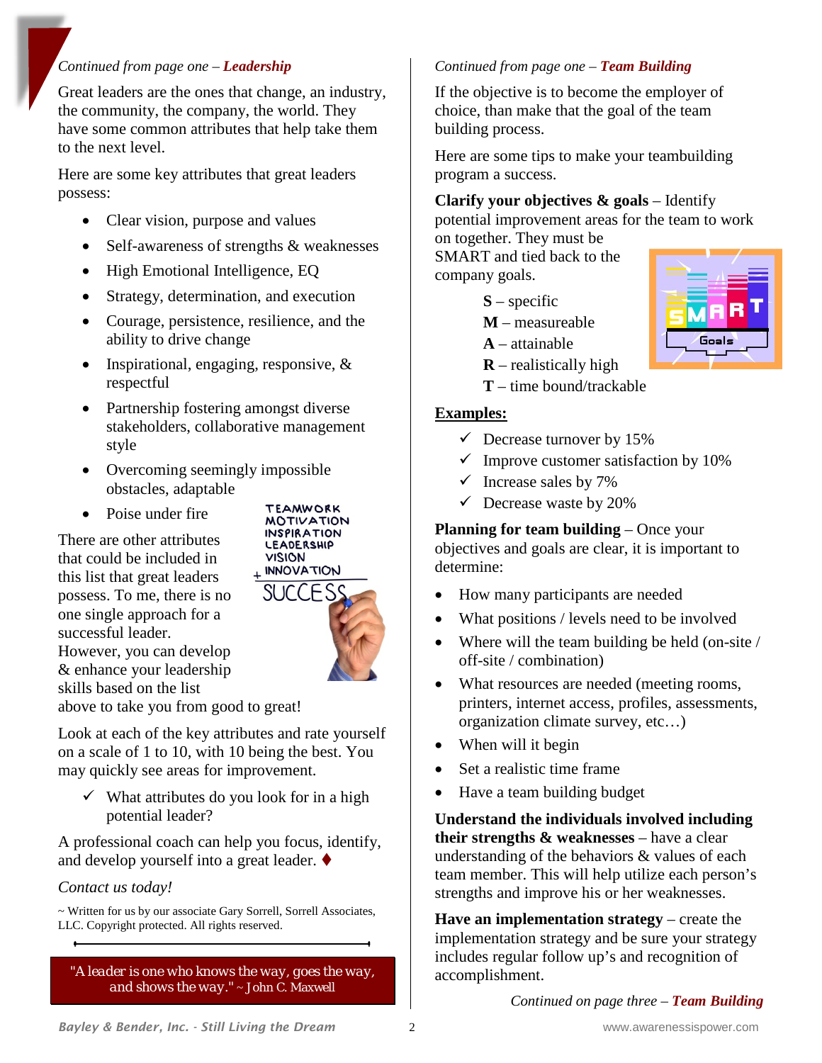*Continued from page one – **Leadership***

Great leaders are the ones that change, an industry, the community, the company, the world. They have some common attributes that help take them to the next level.

Here are some key attributes that great leaders possess:

- Clear vision, purpose and values
- Self-awareness of strengths & weaknesses
- High Emotional Intelligence, EQ
- Strategy, determination, and execution
- Courage, persistence, resilience, and the ability to drive change
- Inspirational, engaging, responsive, & respectful
- Partnership fostering amongst diverse stakeholders, collaborative management style
- Overcoming seemingly impossible obstacles, adaptable
- Poise under fire

There are other attributes that could be included in this list that great leaders possess. To me, there is no one single approach for a successful leader. However, you can develop & enhance your leadership skills based on the list above to take you from good to great!

Look at each of the key attributes and rate yourself on a scale of 1 to 10, with 10 being the best. You may quickly see areas for improvement.

- ✓ What attributes do you look for in a high potential leader?

A professional coach can help you focus, identify, and develop yourself into a great leader. ♦

*Contact us today!*

~ Written for us by our associate Gary Sorrell, Sorrell Associates, LLC. Copyright protected. All rights reserved.

> "A leader is one who knows the way, goes the way, and shows the way." ~ John C. Maxwell

*Continued from page one – **Team Building***

If the objective is to become the employer of choice, than make that the goal of the team building process.

Here are some tips to make your teambuilding program a success.

**Clarify your objectives & goals** – Identify potential improvement areas for the team to work on together. They must be SMART and tied back to the company goals.

**S** – specific
**M** – measureable
**A** – attainable
**R** – realistically high
**T** – time bound/trackable

**<u>Examples:</u>**

- ✓ Decrease turnover by 15%
- ✓ Improve customer satisfaction by 10%
- ✓ Increase sales by 7%
- ✓ Decrease waste by 20%

**Planning for team building** – Once your objectives and goals are clear, it is important to determine:

- How many participants are needed
- What positions / levels need to be involved
- Where will the team building be held (on-site / off-site / combination)
- What resources are needed (meeting rooms, printers, internet access, profiles, assessments, organization climate survey, etc…)
- When will it begin
- Set a realistic time frame
- Have a team building budget

**Understand the individuals involved including their strengths & weaknesses** – have a clear understanding of the behaviors & values of each team member. This will help utilize each person's strengths and improve his or her weaknesses.

**Have an implementation strategy** – create the implementation strategy and be sure your strategy includes regular follow up's and recognition of accomplishment.

*Continued on page three – **Team Building***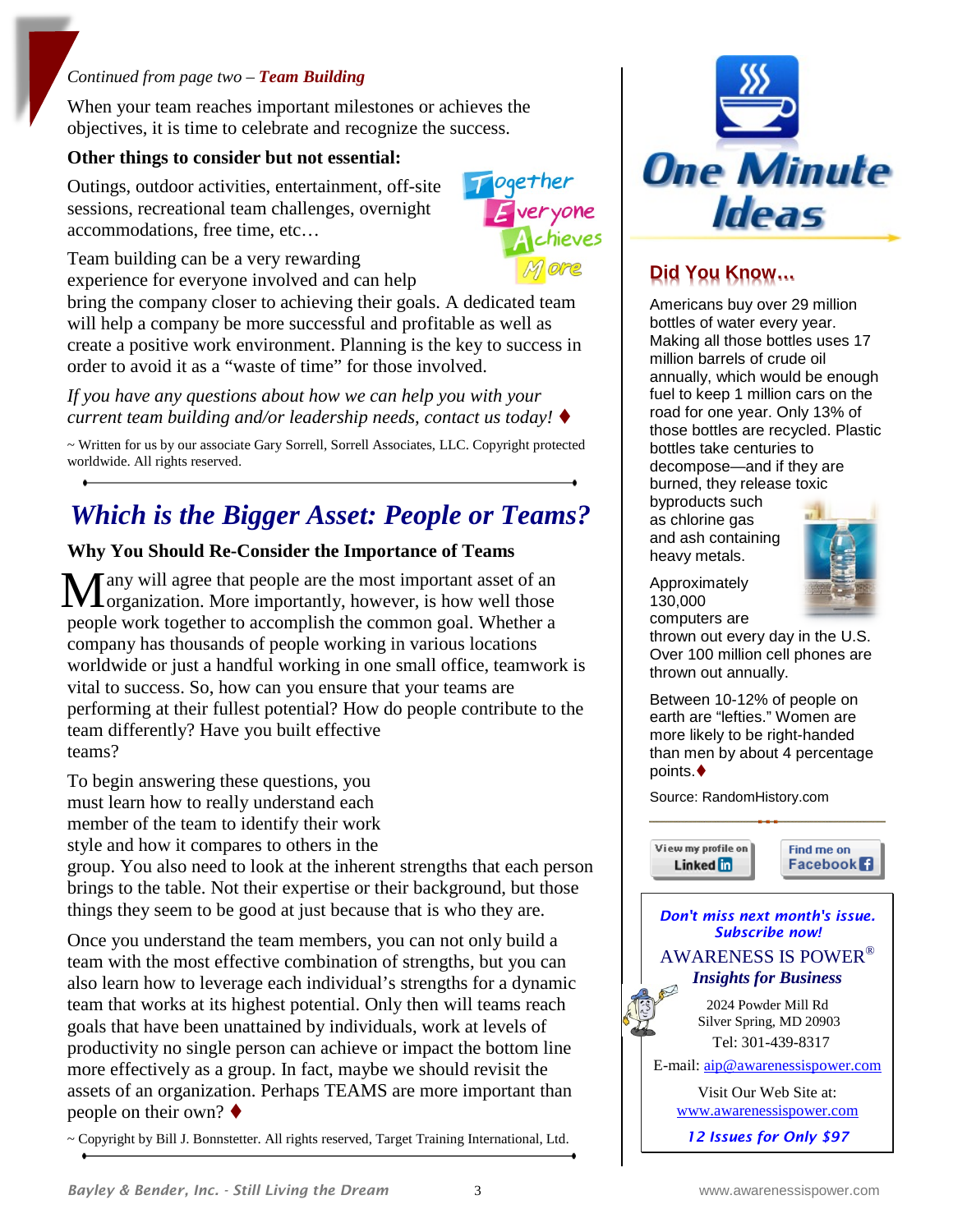*Continued from page two –* ***Team Building***

When your team reaches important milestones or achieves the objectives, it is time to celebrate and recognize the success.

**Other things to consider but not essential:**

Outings, outdoor activities, entertainment, off-site sessions, recreational team challenges, overnight accommodations, free time, etc…

Together
Everyone
Achieves
More

Team building can be a very rewarding experience for everyone involved and can help bring the company closer to achieving their goals. A dedicated team will help a company be more successful and profitable as well as create a positive work environment. Planning is the key to success in order to avoid it as a "waste of time" for those involved.

*If you have any questions about how we can help you with your current team building and/or leadership needs, contact us today!* ♦

~ Written for us by our associate Gary Sorrell, Sorrell Associates, LLC. Copyright protected worldwide. All rights reserved.

## *Which is the Bigger Asset: People or Teams?*

**Why You Should Re-Consider the Importance of Teams**

Many will agree that people are the most important asset of an organization. More importantly, however, is how well those people work together to accomplish the common goal. Whether a company has thousands of people working in various locations worldwide or just a handful working in one small office, teamwork is vital to success. So, how can you ensure that your teams are performing at their fullest potential? How do people contribute to the team differently? Have you built effective teams?

To begin answering these questions, you must learn how to really understand each member of the team to identify their work style and how it compares to others in the group. You also need to look at the inherent strengths that each person brings to the table. Not their expertise or their background, but those things they seem to be good at just because that is who they are.

Once you understand the team members, you can not only build a team with the most effective combination of strengths, but you can also learn how to leverage each individual's strengths for a dynamic team that works at its highest potential. Only then will teams reach goals that have been unattained by individuals, work at levels of productivity no single person can achieve or impact the bottom line more effectively as a group. In fact, maybe we should revisit the assets of an organization. Perhaps TEAMS are more important than people on their own? ♦

~ Copyright by Bill J. Bonnstetter. All rights reserved, Target Training International, Ltd.

## One Minute Ideas

### Did You Know…

Americans buy over 29 million bottles of water every year. Making all those bottles uses 17 million barrels of crude oil annually, which would be enough fuel to keep 1 million cars on the road for one year. Only 13% of those bottles are recycled. Plastic bottles take centuries to decompose—and if they are burned, they release toxic byproducts such as chlorine gas and ash containing heavy metals.

Approximately 130,000 computers are thrown out every day in the U.S. Over 100 million cell phones are thrown out annually.

Between 10-12% of people on earth are "lefties." Women are more likely to be right-handed than men by about 4 percentage points.♦

Source: RandomHistory.com

View my profile on LinkedIn

Find me on Facebook

***Don't miss next month's issue. Subscribe now!***

AWARENESS IS POWER®
***Insights for Business***

2024 Powder Mill Rd
Silver Spring, MD 20903
Tel: 301-439-8317

E-mail: aip@awarenessispower.com

Visit Our Web Site at:
www.awarenessispower.com

***12 Issues for Only $97***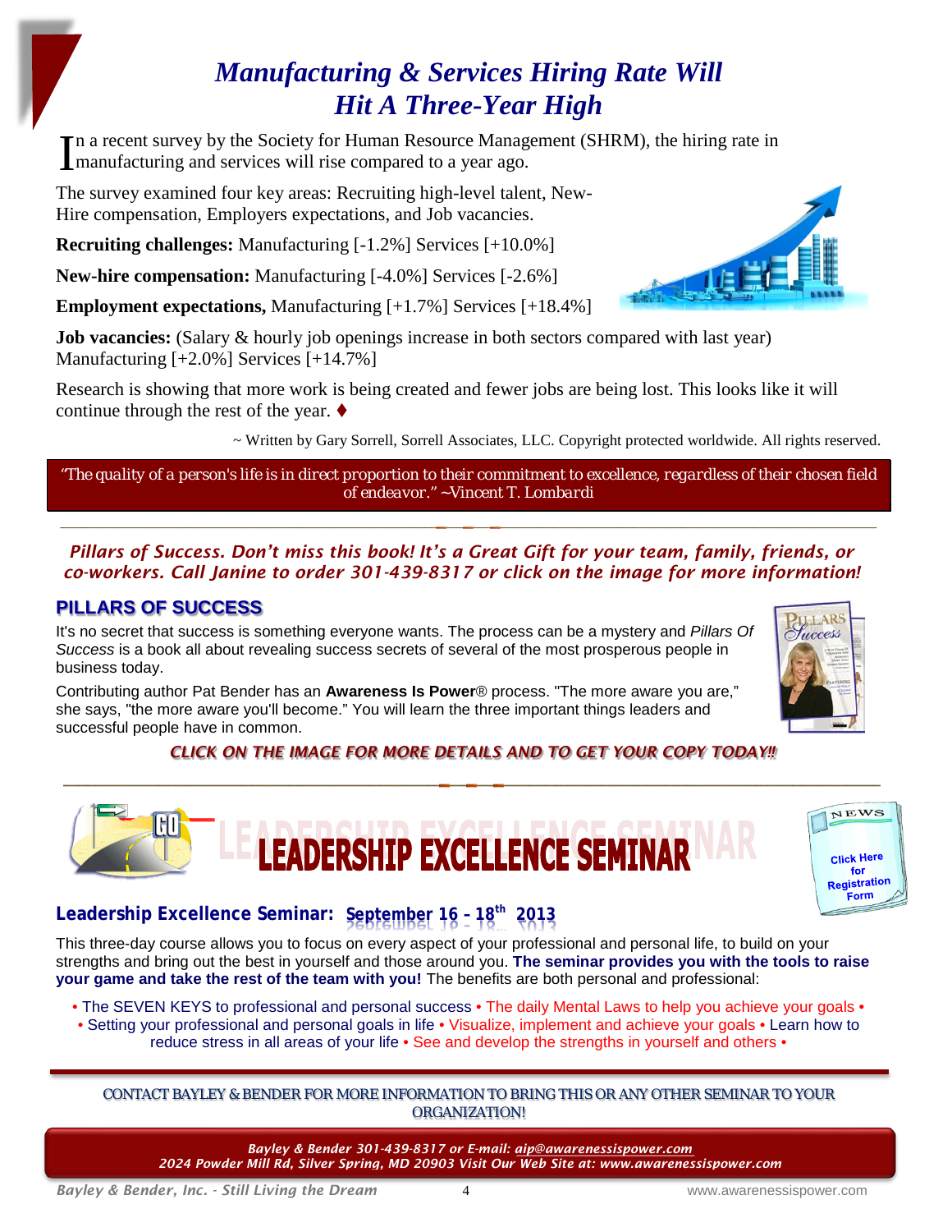# *Manufacturing & Services Hiring Rate Will Hit A Three-Year High*

In a recent survey by the Society for Human Resource Management (SHRM), the hiring rate in manufacturing and services will rise compared to a year ago.

The survey examined four key areas: Recruiting high-level talent, New-Hire compensation, Employers expectations, and Job vacancies.

**Recruiting challenges:** Manufacturing [-1.2%] Services [+10.0%]

**New-hire compensation:** Manufacturing [-4.0%] Services [-2.6%]

**Employment expectations,** Manufacturing [+1.7%] Services [+18.4%]

**Job vacancies:** (Salary & hourly job openings increase in both sectors compared with last year) Manufacturing [+2.0%] Services [+14.7%]

Research is showing that more work is being created and fewer jobs are being lost. This looks like it will continue through the rest of the year. ♦

~ Written by Gary Sorrell, Sorrell Associates, LLC. Copyright protected worldwide. All rights reserved.

*"The quality of a person's life is in direct proportion to their commitment to excellence, regardless of their chosen field of endeavor." ~Vincent T. Lombardi*

---

***Pillars of Success. Don't miss this book! It's a Great Gift for your team, family, friends, or co-workers. Call Janine to order 301-439-8317 or click on the image for more information!***

## PILLARS OF SUCCESS

It's no secret that success is something everyone wants. The process can be a mystery and *Pillars Of Success* is a book all about revealing success secrets of several of the most prosperous people in business today.

Contributing author Pat Bender has an **Awareness Is Power**® process. "The more aware you are," she says, "the more aware you'll become." You will learn the three important things leaders and successful people have in common.

***CLICK ON THE IMAGE FOR MORE DETAILS AND TO GET YOUR COPY TODAY!!***

---

# LEADERSHIP EXCELLENCE SEMINAR

NEWS
Click Here for Registration Form

## Leadership Excellence Seminar: September 16 – 18th 2013

This three-day course allows you to focus on every aspect of your professional and personal life, to build on your strengths and bring out the best in yourself and those around you. **The seminar provides you with the tools to raise your game and take the rest of the team with you!** The benefits are both personal and professional:

• The SEVEN KEYS to professional and personal success • The daily Mental Laws to help you achieve your goals • • Setting your professional and personal goals in life • Visualize, implement and achieve your goals • Learn how to reduce stress in all areas of your life • See and develop the strengths in yourself and others •

---

CONTACT BAYLEY & BENDER FOR MORE INFORMATION TO BRING THIS OR ANY OTHER SEMINAR TO YOUR ORGANIZATION!

***Bayley & Bender 301-439-8317 or E-mail: aip@awarenessispower.com***
***2024 Powder Mill Rd, Silver Spring, MD 20903 Visit Our Web Site at: www.awarenessispower.com***